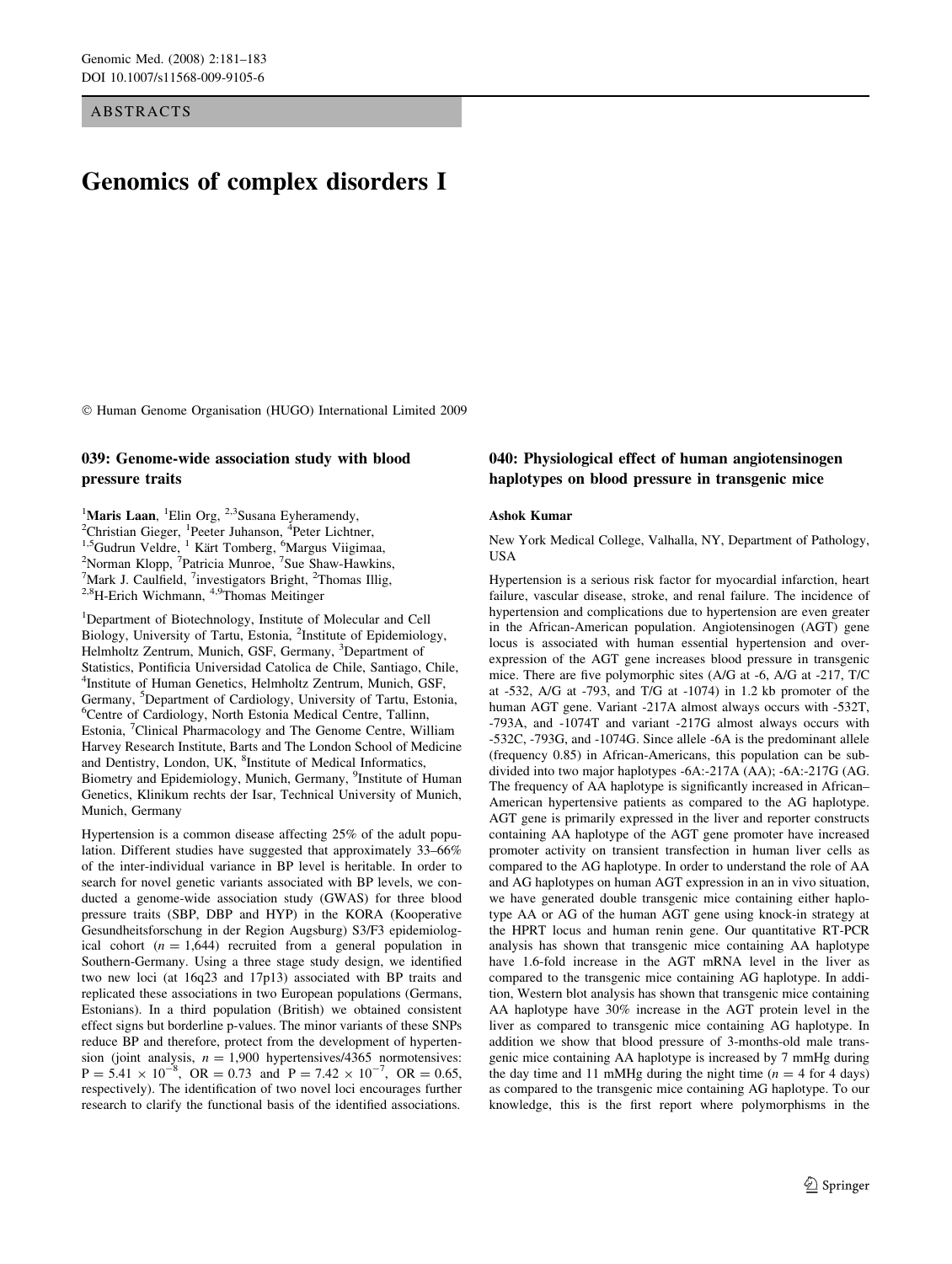ABSTRACTS

# Genomics of complex disorders I

© Human Genome Organisation (HUGO) International Limited 2009

## 039: Genome-wide association study with blood pressure traits

[1]**Maris Laan**, [1]Elin Org, [2,3]Susana Eyheramendy, [2]Christian Gieger, [1]Peeter Juhanson, [4]Peter Lichtner, [1,5]Gudrun Veldre, [1] Kärt Tomberg, [6]Margus Viigimaa, [2]Norman Klopp, [7]Patricia Munroe, [7]Sue Shaw-Hawkins, [7]Mark J. Caulfield, [7]investigators Bright, [2]Thomas Illig, [2,8]H-Erich Wichmann, [4,9]Thomas Meitinger

[1]Department of Biotechnology, Institute of Molecular and Cell Biology, University of Tartu, Estonia, [2]Institute of Epidemiology, Helmholtz Zentrum, Munich, GSF, Germany, [3]Department of Statistics, Pontificia Universidad Catolica de Chile, Santiago, Chile, [4]Institute of Human Genetics, Helmholtz Zentrum, Munich, GSF, Germany, [5]Department of Cardiology, University of Tartu, Estonia, [6]Centre of Cardiology, North Estonia Medical Centre, Tallinn, Estonia, [7]Clinical Pharmacology and The Genome Centre, William Harvey Research Institute, Barts and The London School of Medicine and Dentistry, London, UK, [8]Institute of Medical Informatics, Biometry and Epidemiology, Munich, Germany, [9]Institute of Human Genetics, Klinikum rechts der Isar, Technical University of Munich, Munich, Germany

Hypertension is a common disease affecting 25% of the adult population. Different studies have suggested that approximately 33–66% of the inter-individual variance in BP level is heritable. In order to search for novel genetic variants associated with BP levels, we conducted a genome-wide association study (GWAS) for three blood pressure traits (SBP, DBP and HYP) in the KORA (Kooperative Gesundheitsforschung in der Region Augsburg) S3/F3 epidemiological cohort ($n = 1{,}644$) recruited from a general population in Southern-Germany. Using a three stage study design, we identified two new loci (at 16q23 and 17p13) associated with BP traits and replicated these associations in two European populations (Germans, Estonians). In a third population (British) we obtained consistent effect signs but borderline p-values. The minor variants of these SNPs reduce BP and therefore, protect from the development of hypertension (joint analysis, $n = 1{,}900$ hypertensives/4365 normotensives: $P = 5.41 \times 10^{-8}$, $OR = 0.73$ and $P = 7.42 \times 10^{-7}$, $OR = 0.65$, respectively). The identification of two novel loci encourages further research to clarify the functional basis of the identified associations.

## 040: Physiological effect of human angiotensinogen haplotypes on blood pressure in transgenic mice

**Ashok Kumar**

New York Medical College, Valhalla, NY, Department of Pathology, USA

Hypertension is a serious risk factor for myocardial infarction, heart failure, vascular disease, stroke, and renal failure. The incidence of hypertension and complications due to hypertension are even greater in the African-American population. Angiotensinogen (AGT) gene locus is associated with human essential hypertension and over-expression of the AGT gene increases blood pressure in transgenic mice. There are five polymorphic sites (A/G at -6, A/G at -217, T/C at -532, A/G at -793, and T/G at -1074) in 1.2 kb promoter of the human AGT gene. Variant -217A almost always occurs with -532T, -793A, and -1074T and variant -217G almost always occurs with -532C, -793G, and -1074G. Since allele -6A is the predominant allele (frequency 0.85) in African-Americans, this population can be subdivided into two major haplotypes -6A:-217A (AA); -6A:-217G (AG. The frequency of AA haplotype is significantly increased in African–American hypertensive patients as compared to the AG haplotype. AGT gene is primarily expressed in the liver and reporter constructs containing AA haplotype of the AGT gene promoter have increased promoter activity on transient transfection in human liver cells as compared to the AG haplotype. In order to understand the role of AA and AG haplotypes on human AGT expression in an in vivo situation, we have generated double transgenic mice containing either haplotype AA or AG of the human AGT gene using knock-in strategy at the HPRT locus and human renin gene. Our quantitative RT-PCR analysis has shown that transgenic mice containing AA haplotype have 1.6-fold increase in the AGT mRNA level in the liver as compared to the transgenic mice containing AG haplotype. In addition, Western blot analysis has shown that transgenic mice containing AA haplotype have 30% increase in the AGT protein level in the liver as compared to transgenic mice containing AG haplotype. In addition we show that blood pressure of 3-months-old male transgenic mice containing AA haplotype is increased by 7 mmHg during the day time and 11 mMHg during the night time ($n = 4$ for 4 days) as compared to the transgenic mice containing AG haplotype. To our knowledge, this is the first report where polymorphisms in the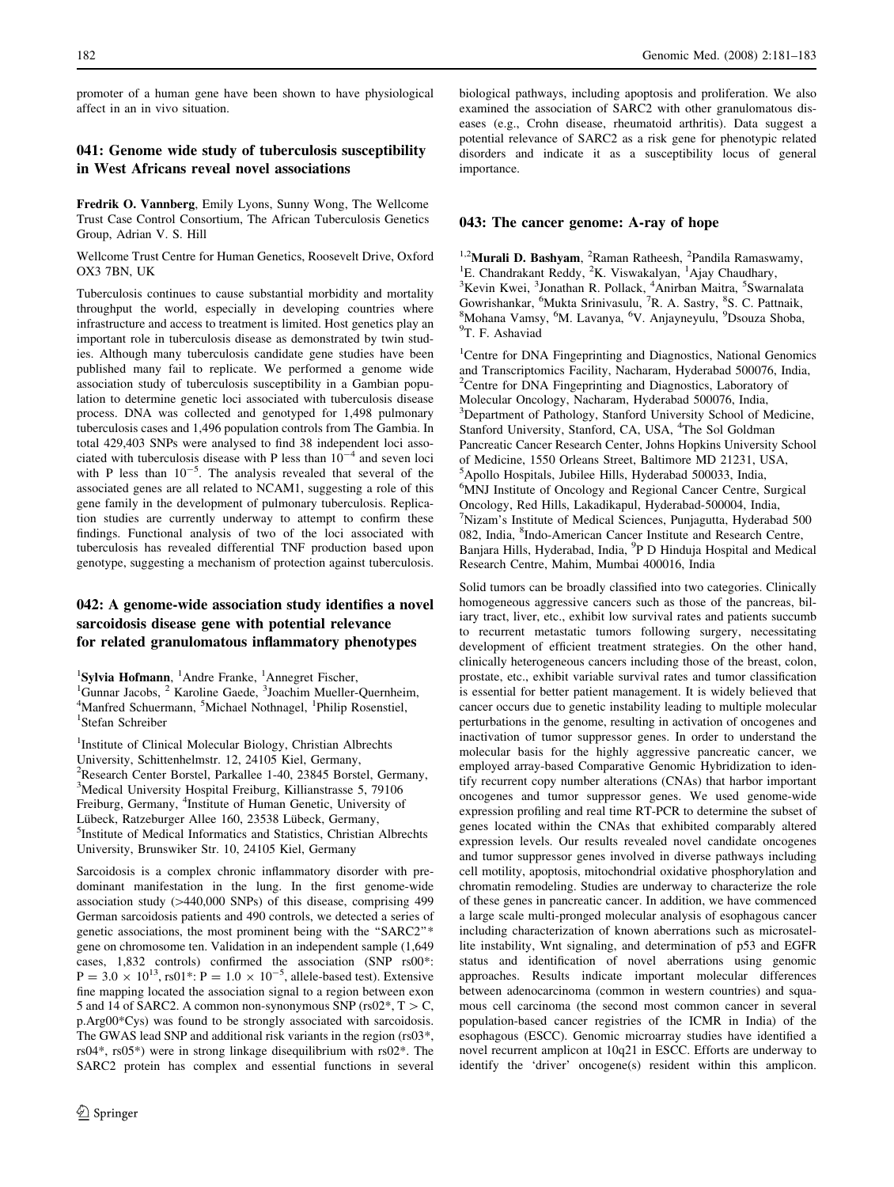promoter of a human gene have been shown to have physiological affect in an in vivo situation.

## 041: Genome wide study of tuberculosis susceptibility in West Africans reveal novel associations

**Fredrik O. Vannberg**, Emily Lyons, Sunny Wong, The Wellcome Trust Case Control Consortium, The African Tuberculosis Genetics Group, Adrian V. S. Hill

Wellcome Trust Centre for Human Genetics, Roosevelt Drive, Oxford OX3 7BN, UK

Tuberculosis continues to cause substantial morbidity and mortality throughput the world, especially in developing countries where infrastructure and access to treatment is limited. Host genetics play an important role in tuberculosis disease as demonstrated by twin studies. Although many tuberculosis candidate gene studies have been published many fail to replicate. We performed a genome wide association study of tuberculosis susceptibility in a Gambian population to determine genetic loci associated with tuberculosis disease process. DNA was collected and genotyped for 1,498 pulmonary tuberculosis cases and 1,496 population controls from The Gambia. In total 429,403 SNPs were analysed to find 38 independent loci associated with tuberculosis disease with P less than $10^{-4}$ and seven loci with P less than $10^{-5}$. The analysis revealed that several of the associated genes are all related to NCAM1, suggesting a role of this gene family in the development of pulmonary tuberculosis. Replication studies are currently underway to attempt to confirm these findings. Functional analysis of two of the loci associated with tuberculosis has revealed differential TNF production based upon genotype, suggesting a mechanism of protection against tuberculosis.

## 042: A genome-wide association study identifies a novel sarcoidosis disease gene with potential relevance for related granulomatous inflammatory phenotypes

[1]**Sylvia Hofmann**, [1]Andre Franke, [1]Annegret Fischer, [1]Gunnar Jacobs, [2] Karoline Gaede, [3]Joachim Mueller-Quernheim, [4]Manfred Schuermann, [5]Michael Nothnagel, [1]Philip Rosenstiel, [1]Stefan Schreiber

[1]Institute of Clinical Molecular Biology, Christian Albrechts University, Schittenhelmstr. 12, 24105 Kiel, Germany,
[2]Research Center Borstel, Parkallee 1-40, 23845 Borstel, Germany,
[3]Medical University Hospital Freiburg, Killianstrasse 5, 79106 Freiburg, Germany, [4]Institute of Human Genetic, University of Lübeck, Ratzeburger Allee 160, 23538 Lübeck, Germany,
[5]Institute of Medical Informatics and Statistics, Christian Albrechts University, Brunswiker Str. 10, 24105 Kiel, Germany

Sarcoidosis is a complex chronic inflammatory disorder with predominant manifestation in the lung. In the first genome-wide association study (>440,000 SNPs) of this disease, comprising 499 German sarcoidosis patients and 490 controls, we detected a series of genetic associations, the most prominent being with the "SARC2"* gene on chromosome ten. Validation in an independent sample (1,649 cases, 1,832 controls) confirmed the association (SNP rs00*: $P = 3.0 \times 10^{13}$, rs01*: $P = 1.0 \times 10^{-5}$, allele-based test). Extensive fine mapping located the association signal to a region between exon 5 and 14 of SARC2. A common non-synonymous SNP (rs02*, T > C, p.Arg00*Cys) was found to be strongly associated with sarcoidosis. The GWAS lead SNP and additional risk variants in the region (rs03*, rs04*, rs05*) were in strong linkage disequilibrium with rs02*. The SARC2 protein has complex and essential functions in several biological pathways, including apoptosis and proliferation. We also examined the association of SARC2 with other granulomatous diseases (e.g., Crohn disease, rheumatoid arthritis). Data suggest a potential relevance of SARC2 as a risk gene for phenotypic related disorders and indicate it as a susceptibility locus of general importance.

## 043: The cancer genome: A-ray of hope

[1,2]**Murali D. Bashyam**, [2]Raman Ratheesh, [2]Pandila Ramaswamy, [1]E. Chandrakant Reddy, [2]K. Viswakalyan, [1]Ajay Chaudhary, [3]Kevin Kwei, [3]Jonathan R. Pollack, [4]Anirban Maitra, [5]Swarnalata Gowrishankar, [6]Mukta Srinivasulu, [7]R. A. Sastry, [8]S. C. Pattnaik, [8]Mohana Vamsy, [6]M. Lavanya, [6]V. Anjayneyulu, [9]Dsouza Shoba, [9]T. F. Ashaviad

[1]Centre for DNA Fingerprinting and Diagnostics, National Genomics and Transcriptomics Facility, Nacharam, Hyderabad 500076, India,
[2]Centre for DNA Fingerprinting and Diagnostics, Laboratory of Molecular Oncology, Nacharam, Hyderabad 500076, India,
[3]Department of Pathology, Stanford University School of Medicine, Stanford University, Stanford, CA, USA, [4]The Sol Goldman Pancreatic Cancer Research Center, Johns Hopkins University School of Medicine, 1550 Orleans Street, Baltimore MD 21231, USA,
[5]Apollo Hospitals, Jubilee Hills, Hyderabad 500033, India,
[6]MNJ Institute of Oncology and Regional Cancer Centre, Surgical Oncology, Red Hills, Lakadikapul, Hyderabad-500004, India,
[7]Nizam's Institute of Medical Sciences, Punjagutta, Hyderabad 500 082, India, [8]Indo-American Cancer Institute and Research Centre, Banjara Hills, Hyderabad, India, [9]P D Hinduja Hospital and Medical Research Centre, Mahim, Mumbai 400016, India

Solid tumors can be broadly classified into two categories. Clinically homogeneous aggressive cancers such as those of the pancreas, biliary tract, liver, etc., exhibit low survival rates and patients succumb to recurrent metastatic tumors following surgery, necessitating development of efficient treatment strategies. On the other hand, clinically heterogeneous cancers including those of the breast, colon, prostate, etc., exhibit variable survival rates and tumor classification is essential for better patient management. It is widely believed that cancer occurs due to genetic instability leading to multiple molecular perturbations in the genome, resulting in activation of oncogenes and inactivation of tumor suppressor genes. In order to understand the molecular basis for the highly aggressive pancreatic cancer, we employed array-based Comparative Genomic Hybridization to identify recurrent copy number alterations (CNAs) that harbor important oncogenes and tumor suppressor genes. We used genome-wide expression profiling and real time RT-PCR to determine the subset of genes located within the CNAs that exhibited comparably altered expression levels. Our results revealed novel candidate oncogenes and tumor suppressor genes involved in diverse pathways including cell motility, apoptosis, mitochondrial oxidative phosphorylation and chromatin remodeling. Studies are underway to characterize the role of these genes in pancreatic cancer. In addition, we have commenced a large scale multi-pronged molecular analysis of esophagous cancer including characterization of known aberrations such as microsatellite instability, Wnt signaling, and determination of p53 and EGFR status and identification of novel aberrations using genomic approaches. Results indicate important molecular differences between adenocarcinoma (common in western countries) and squamous cell carcinoma (the second most common cancer in several population-based cancer registries of the ICMR in India) of the esophagous (ESCC). Genomic microarray studies have identified a novel recurrent amplicon at 10q21 in ESCC. Efforts are underway to identify the 'driver' oncogene(s) resident within this amplicon.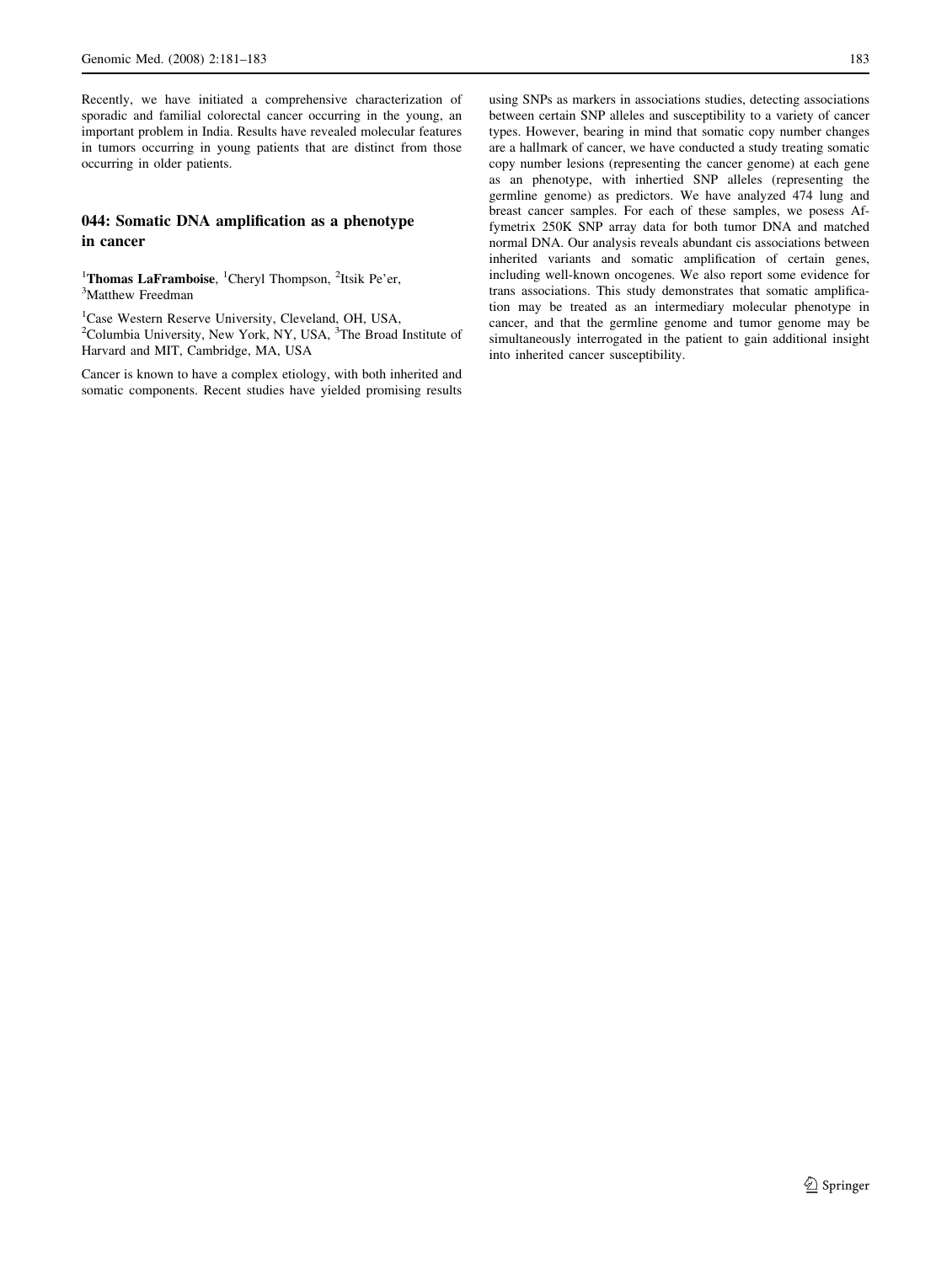Recently, we have initiated a comprehensive characterization of sporadic and familial colorectal cancer occurring in the young, an important problem in India. Results have revealed molecular features in tumors occurring in young patients that are distinct from those occurring in older patients.

## 044: Somatic DNA amplification as a phenotype in cancer

[1]**Thomas LaFramboise**, [1]Cheryl Thompson, [2]Itsik Pe'er, [3]Matthew Freedman

[1]Case Western Reserve University, Cleveland, OH, USA,
[2]Columbia University, New York, NY, USA, [3]The Broad Institute of Harvard and MIT, Cambridge, MA, USA

Cancer is known to have a complex etiology, with both inherited and somatic components. Recent studies have yielded promising results using SNPs as markers in associations studies, detecting associations between certain SNP alleles and susceptibility to a variety of cancer types. However, bearing in mind that somatic copy number changes are a hallmark of cancer, we have conducted a study treating somatic copy number lesions (representing the cancer genome) at each gene as an phenotype, with inhertied SNP alleles (representing the germline genome) as predictors. We have analyzed 474 lung and breast cancer samples. For each of these samples, we posess Affymetrix 250K SNP array data for both tumor DNA and matched normal DNA. Our analysis reveals abundant cis associations between inherited variants and somatic amplification of certain genes, including well-known oncogenes. We also report some evidence for trans associations. This study demonstrates that somatic amplification may be treated as an intermediary molecular phenotype in cancer, and that the germline genome and tumor genome may be simultaneously interrogated in the patient to gain additional insight into inherited cancer susceptibility.